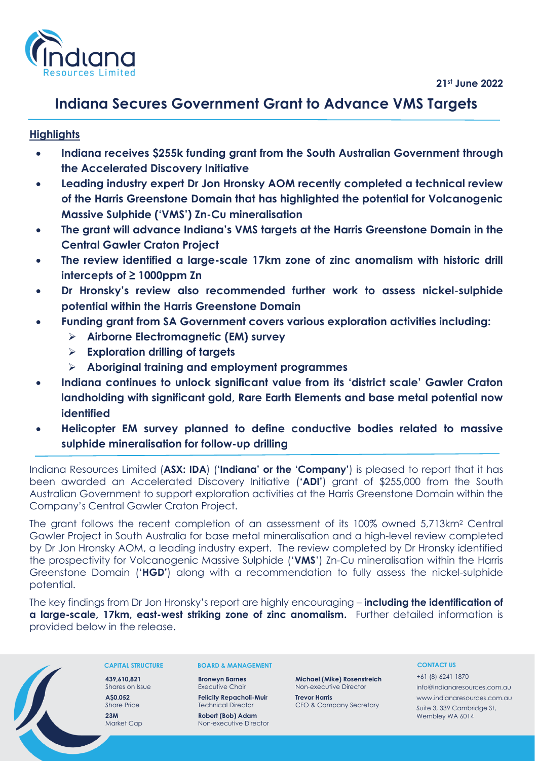21st June 2022

# Indiana Secures Government Grant to Advance VMS Targets

## Highlights

- **Indiana receives \$255k funding grant from the South Australian Government through the Accelerated Discovery Initiative**
- **Leading industry expert Dr Jon Hronsky AOM recently completed a technical review of the Harris Greenstone Domain that has highlighted the potential for Volcanogenic Massive Sulphide ('VMS') Zn-Cu mineralisation**
- **The grant will advance Indiana's VMS targets at the Harris Greenstone Domain in the Central Gawler Craton Project**
- **The review identified a large-scale 17km zone of zinc anomalism with historic drill intercepts of ≥ 1000ppm Zn**
- **Dr Hronsky's review also recommended further work to assess nickel-sulphide potential within the Harris Greenstone Domain**
- **Funding grant from SA Government covers various exploration activities including:**
  - **Airborne Electromagnetic (EM) survey**
  - **Exploration drilling of targets**
  - **Aboriginal training and employment programmes**
- **Indiana continues to unlock significant value from its 'district scale' Gawler Craton landholding with significant gold, Rare Earth Elements and base metal potential now identified**
- **Helicopter EM survey planned to define conductive bodies related to massive sulphide mineralisation for follow-up drilling**

Indiana Resources Limited (**ASX: IDA**) (**'Indiana' or the 'Company'**) is pleased to report that it has been awarded an Accelerated Discovery Initiative (**'ADI'**) grant of \$255,000 from the South Australian Government to support exploration activities at the Harris Greenstone Domain within the Company's Central Gawler Craton Project.

The grant follows the recent completion of an assessment of its 100% owned 5,713km[2] Central Gawler Project in South Australia for base metal mineralisation and a high-level review completed by Dr Jon Hronsky AOM, a leading industry expert. The review completed by Dr Hronsky identified the prospectivity for Volcanogenic Massive Sulphide ('**VMS**') Zn-Cu mineralisation within the Harris Greenstone Domain ('**HGD**') along with a recommendation to fully assess the nickel-sulphide potential.

The key findings from Dr Jon Hronsky's report are highly encouraging – **including the identification of a large-scale, 17km, east-west striking zone of zinc anomalism.** Further detailed information is provided below in the release.

**CAPITAL STRUCTURE**

**439,610,821**
Shares on Issue

**A\$0.052**
Share Price

**23M**
Market Cap

**BOARD & MANAGEMENT**

**Bronwyn Barnes**
Executive Chair

**Felicity Repacholi-Muir**
Technical Director

**Robert (Bob) Adam**
Non-executive Director

**Michael (Mike) Rosenstreich**
Non-executive Director

**Trevor Harris**
CFO & Company Secretary

**CONTACT US**

+61 (8) 6241 1870
info@indianaresources.com.au
www.indianaresources.com.au
Suite 3, 339 Cambridge St,
Wembley WA 6014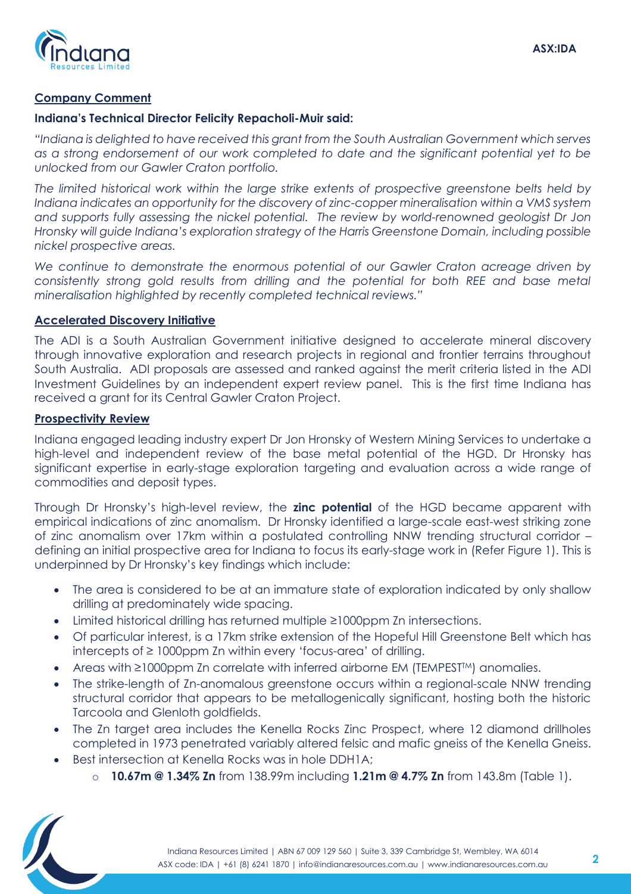## Company Comment

**Indiana's Technical Director Felicity Repacholi-Muir said:**

*"Indiana is delighted to have received this grant from the South Australian Government which serves as a strong endorsement of our work completed to date and the significant potential yet to be unlocked from our Gawler Craton portfolio.*

*The limited historical work within the large strike extents of prospective greenstone belts held by Indiana indicates an opportunity for the discovery of zinc-copper mineralisation within a VMS system and supports fully assessing the nickel potential. The review by world-renowned geologist Dr Jon Hronsky will guide Indiana's exploration strategy of the Harris Greenstone Domain, including possible nickel prospective areas.*

*We continue to demonstrate the enormous potential of our Gawler Craton acreage driven by consistently strong gold results from drilling and the potential for both REE and base metal mineralisation highlighted by recently completed technical reviews."*

## Accelerated Discovery Initiative

The ADI is a South Australian Government initiative designed to accelerate mineral discovery through innovative exploration and research projects in regional and frontier terrains throughout South Australia. ADI proposals are assessed and ranked against the merit criteria listed in the ADI Investment Guidelines by an independent expert review panel. This is the first time Indiana has received a grant for its Central Gawler Craton Project.

## Prospectivity Review

Indiana engaged leading industry expert Dr Jon Hronsky of Western Mining Services to undertake a high-level and independent review of the base metal potential of the HGD. Dr Hronsky has significant expertise in early-stage exploration targeting and evaluation across a wide range of commodities and deposit types.

Through Dr Hronsky's high-level review, the **zinc potential** of the HGD became apparent with empirical indications of zinc anomalism. Dr Hronsky identified a large-scale east-west striking zone of zinc anomalism over 17km within a postulated controlling NNW trending structural corridor – defining an initial prospective area for Indiana to focus its early-stage work in (Refer Figure 1). This is underpinned by Dr Hronsky's key findings which include:

- The area is considered to be at an immature state of exploration indicated by only shallow drilling at predominately wide spacing.
- Limited historical drilling has returned multiple ≥1000ppm Zn intersections.
- Of particular interest, is a 17km strike extension of the Hopeful Hill Greenstone Belt which has intercepts of ≥ 1000ppm Zn within every 'focus-area' of drilling.
- Areas with ≥1000ppm Zn correlate with inferred airborne EM (TEMPEST™) anomalies.
- The strike-length of Zn-anomalous greenstone occurs within a regional-scale NNW trending structural corridor that appears to be metallogenically significant, hosting both the historic Tarcoola and Glenloth goldfields.
- The Zn target area includes the Kenella Rocks Zinc Prospect, where 12 diamond drillholes completed in 1973 penetrated variably altered felsic and mafic gneiss of the Kenella Gneiss.
- Best intersection at Kenella Rocks was in hole DDH1A;
  - **10.67m @ 1.34% Zn** from 138.99m including **1.21m @ 4.7% Zn** from 143.8m (Table 1).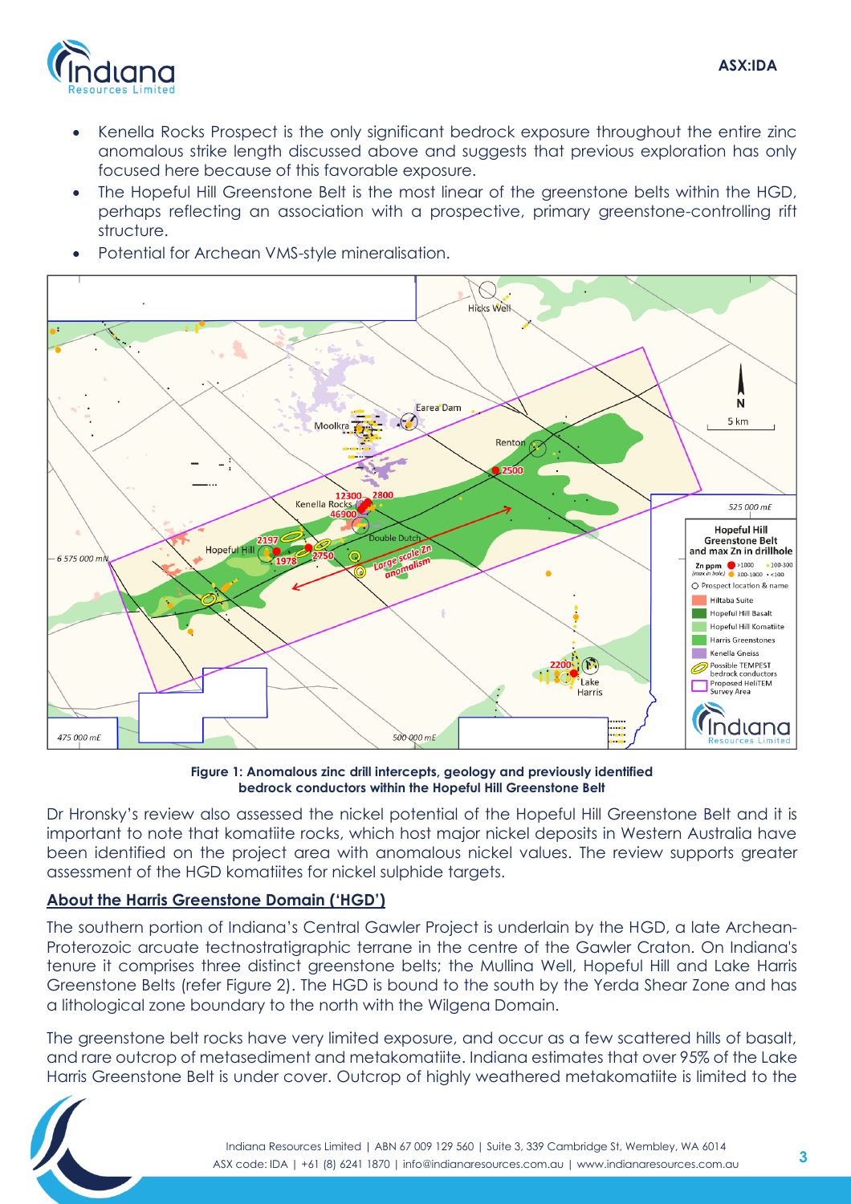- Kenella Rocks Prospect is the only significant bedrock exposure throughout the entire zinc anomalous strike length discussed above and suggests that previous exploration has only focused here because of this favorable exposure.
- The Hopeful Hill Greenstone Belt is the most linear of the greenstone belts within the HGD, perhaps reflecting an association with a prospective, primary greenstone-controlling rift structure.
- Potential for Archean VMS-style mineralisation.

**Figure 1: Anomalous zinc drill intercepts, geology and previously identified bedrock conductors within the Hopeful Hill Greenstone Belt**

Dr Hronsky's review also assessed the nickel potential of the Hopeful Hill Greenstone Belt and it is important to note that komatiite rocks, which host major nickel deposits in Western Australia have been identified on the project area with anomalous nickel values. The review supports greater assessment of the HGD komatiites for nickel sulphide targets.

## About the Harris Greenstone Domain ('HGD')

The southern portion of Indiana's Central Gawler Project is underlain by the HGD, a late Archean-Proterozoic arcuate tectnostratigraphic terrane in the centre of the Gawler Craton. On Indiana's tenure it comprises three distinct greenstone belts; the Mullina Well, Hopeful Hill and Lake Harris Greenstone Belts (refer Figure 2). The HGD is bound to the south by the Yerda Shear Zone and has a lithological zone boundary to the north with the Wilgena Domain.

The greenstone belt rocks have very limited exposure, and occur as a few scattered hills of basalt, and rare outcrop of metasediment and metakomatiite. Indiana estimates that over 95% of the Lake Harris Greenstone Belt is under cover. Outcrop of highly weathered metakomatiite is limited to the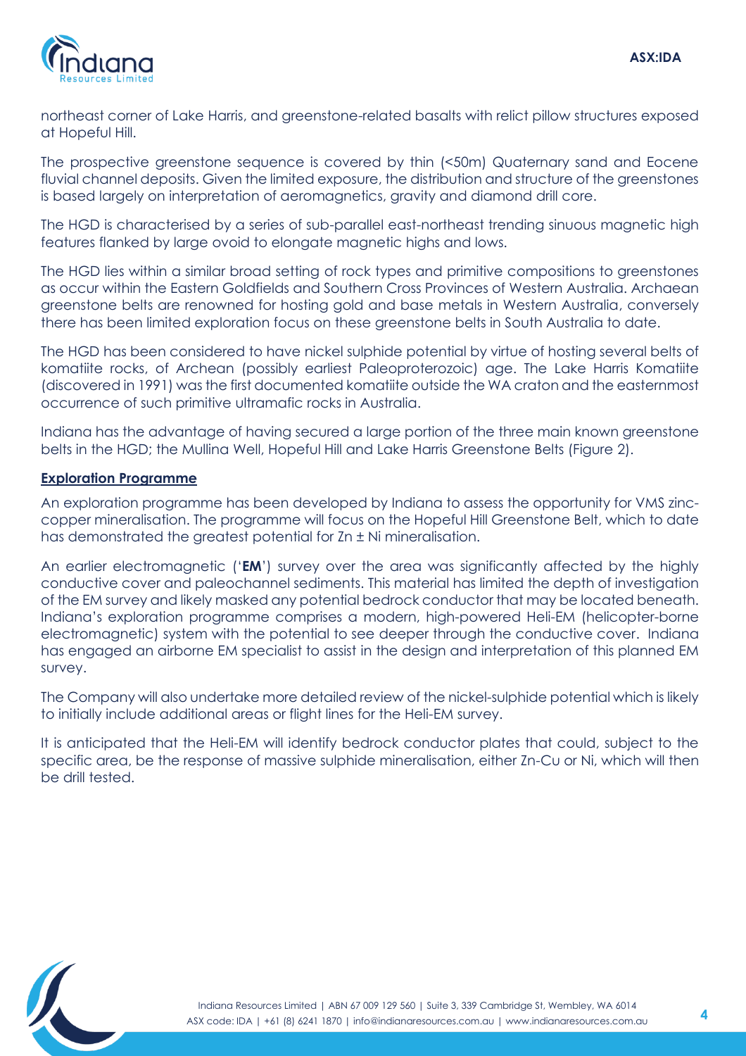northeast corner of Lake Harris, and greenstone-related basalts with relict pillow structures exposed at Hopeful Hill.

The prospective greenstone sequence is covered by thin (<50m) Quaternary sand and Eocene fluvial channel deposits. Given the limited exposure, the distribution and structure of the greenstones is based largely on interpretation of aeromagnetics, gravity and diamond drill core.

The HGD is characterised by a series of sub-parallel east-northeast trending sinuous magnetic high features flanked by large ovoid to elongate magnetic highs and lows.

The HGD lies within a similar broad setting of rock types and primitive compositions to greenstones as occur within the Eastern Goldfields and Southern Cross Provinces of Western Australia. Archaean greenstone belts are renowned for hosting gold and base metals in Western Australia, conversely there has been limited exploration focus on these greenstone belts in South Australia to date.

The HGD has been considered to have nickel sulphide potential by virtue of hosting several belts of komatiite rocks, of Archean (possibly earliest Paleoproterozoic) age. The Lake Harris Komatiite (discovered in 1991) was the first documented komatiite outside the WA craton and the easternmost occurrence of such primitive ultramafic rocks in Australia.

Indiana has the advantage of having secured a large portion of the three main known greenstone belts in the HGD; the Mullina Well, Hopeful Hill and Lake Harris Greenstone Belts (Figure 2).

## Exploration Programme

An exploration programme has been developed by Indiana to assess the opportunity for VMS zinc-copper mineralisation. The programme will focus on the Hopeful Hill Greenstone Belt, which to date has demonstrated the greatest potential for Zn ± Ni mineralisation.

An earlier electromagnetic ('**EM**') survey over the area was significantly affected by the highly conductive cover and paleochannel sediments. This material has limited the depth of investigation of the EM survey and likely masked any potential bedrock conductor that may be located beneath. Indiana's exploration programme comprises a modern, high-powered Heli-EM (helicopter-borne electromagnetic) system with the potential to see deeper through the conductive cover. Indiana has engaged an airborne EM specialist to assist in the design and interpretation of this planned EM survey.

The Company will also undertake more detailed review of the nickel-sulphide potential which is likely to initially include additional areas or flight lines for the Heli-EM survey.

It is anticipated that the Heli-EM will identify bedrock conductor plates that could, subject to the specific area, be the response of massive sulphide mineralisation, either Zn-Cu or Ni, which will then be drill tested.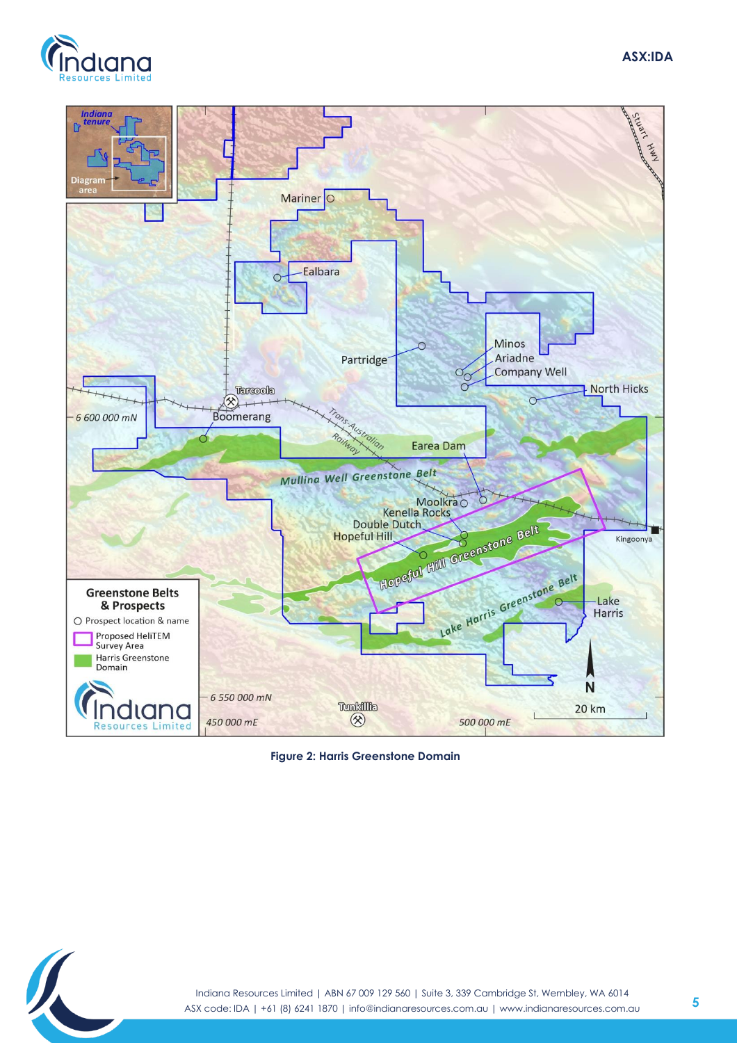Figure 2: Harris Greenstone Domain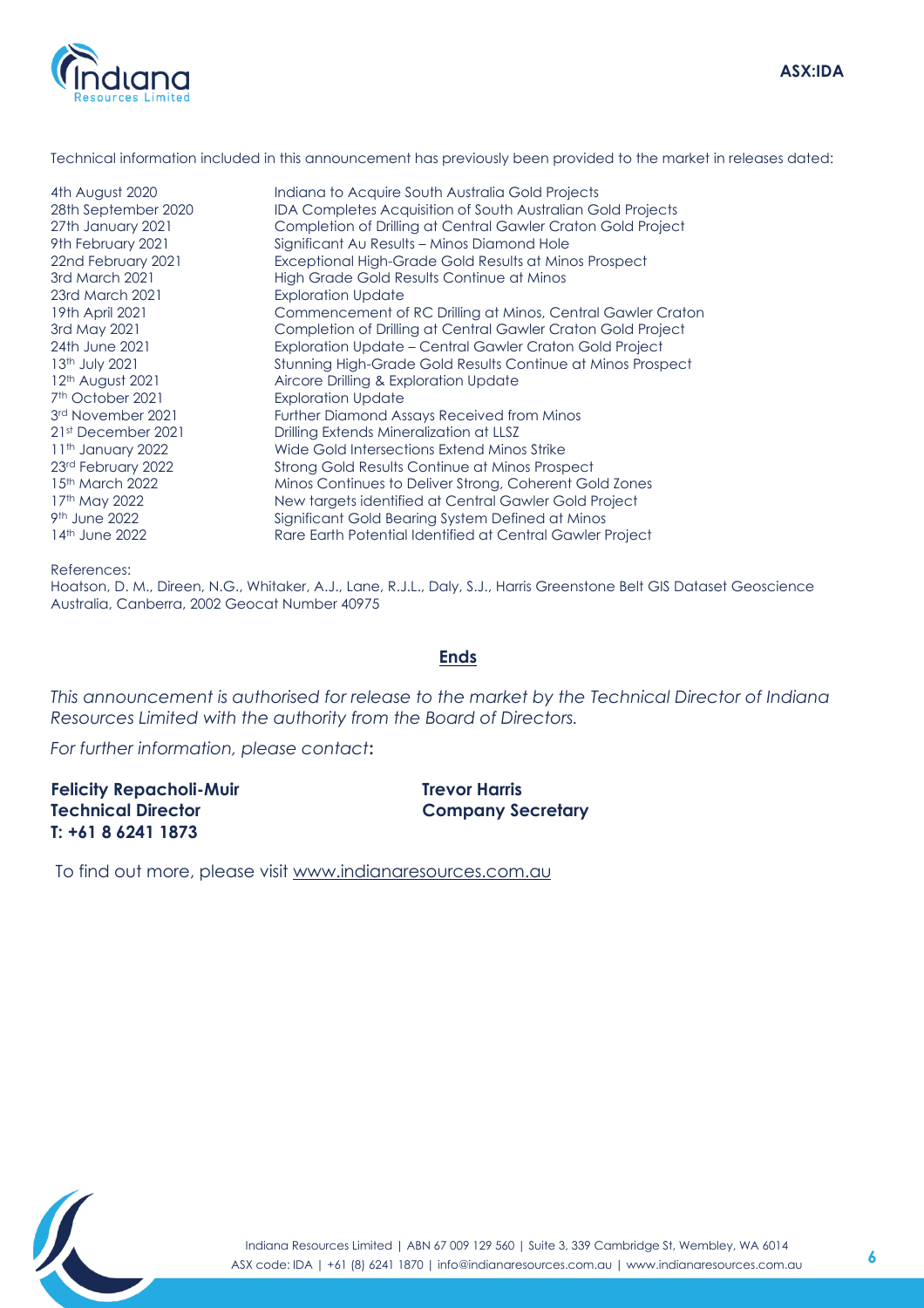Technical information included in this announcement has previously been provided to the market in releases dated:

| | |
|---|---|
| 4th August 2020 | Indiana to Acquire South Australia Gold Projects |
| 28th September 2020 | IDA Completes Acquisition of South Australian Gold Projects |
| 27th January 2021 | Completion of Drilling at Central Gawler Craton Gold Project |
| 9th February 2021 | Significant Au Results – Minos Diamond Hole |
| 22nd February 2021 | Exceptional High-Grade Gold Results at Minos Prospect |
| 3rd March 2021 | High Grade Gold Results Continue at Minos |
| 23rd March 2021 | Exploration Update |
| 19th April 2021 | Commencement of RC Drilling at Minos, Central Gawler Craton |
| 3rd May 2021 | Completion of Drilling at Central Gawler Craton Gold Project |
| 24th June 2021 | Exploration Update – Central Gawler Craton Gold Project |
| 13th July 2021 | Stunning High-Grade Gold Results Continue at Minos Prospect |
| 12th August 2021 | Aircore Drilling & Exploration Update |
| 7th October 2021 | Exploration Update |
| 3rd November 2021 | Further Diamond Assays Received from Minos |
| 21st December 2021 | Drilling Extends Mineralization at LLSZ |
| 11th January 2022 | Wide Gold Intersections Extend Minos Strike |
| 23rd February 2022 | Strong Gold Results Continue at Minos Prospect |
| 15th March 2022 | Minos Continues to Deliver Strong, Coherent Gold Zones |
| 17th May 2022 | New targets identified at Central Gawler Gold Project |
| 9th June 2022 | Significant Gold Bearing System Defined at Minos |
| 14th June 2022 | Rare Earth Potential Identified at Central Gawler Project |

References:
Hoatson, D. M., Direen, N.G., Whitaker, A.J., Lane, R.J.L., Daly, S.J., Harris Greenstone Belt GIS Dataset Geoscience Australia, Canberra, 2002 Geocat Number 40975

**Ends**

*This announcement is authorised for release to the market by the Technical Director of Indiana Resources Limited with the authority from the Board of Directors.*

*For further information, please contact*:

**Felicity Repacholi-Muir**
**Technical Director**
**T: +61 8 6241 1873**

**Trevor Harris**
**Company Secretary**

To find out more, please visit www.indianaresources.com.au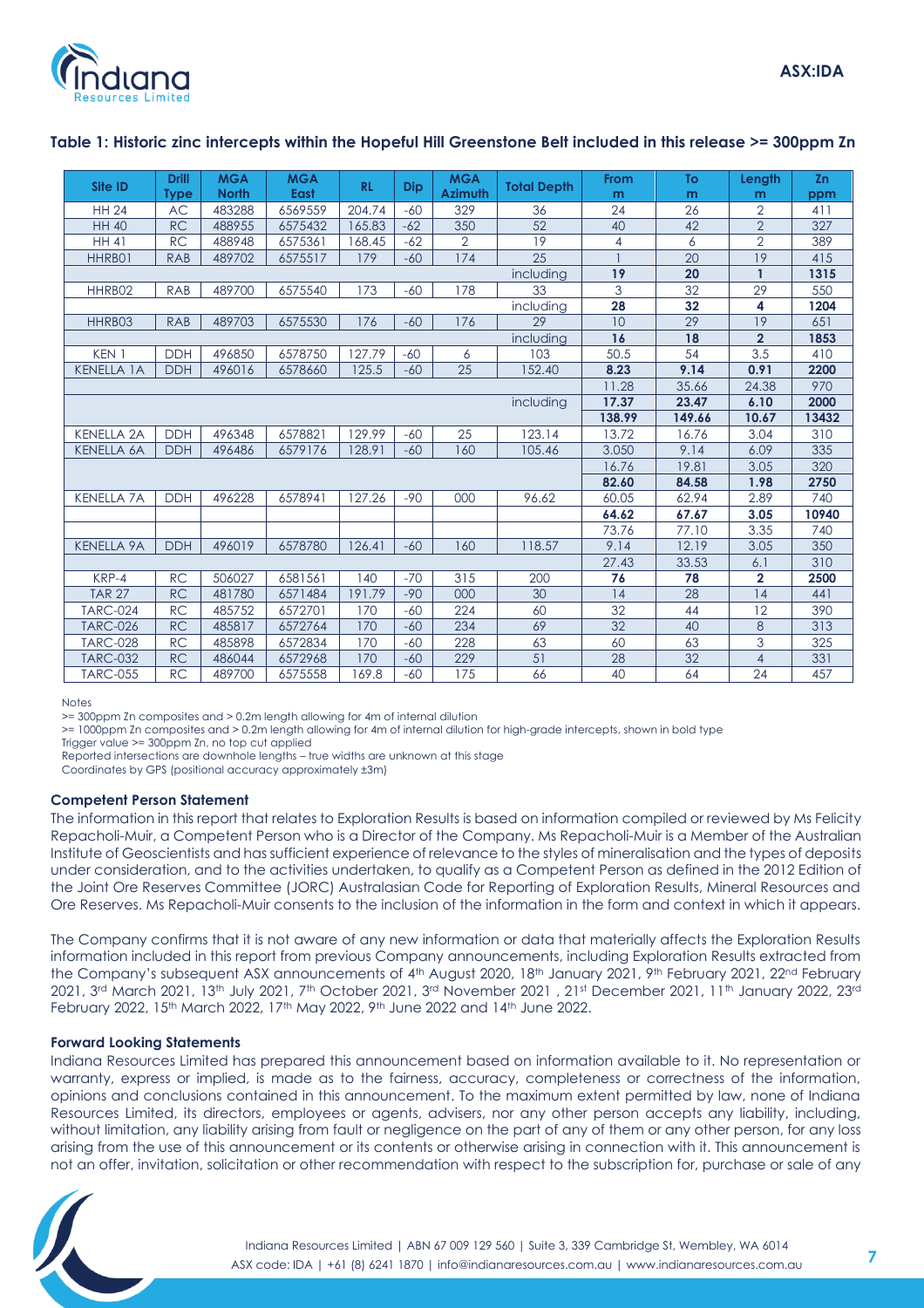**Table 1: Historic zinc intercepts within the Hopeful Hill Greenstone Belt included in this release >= 300ppm Zn**

| Site ID | Drill Type | MGA North | MGA East | RL | Dip | MGA Azimuth | Total Depth | From m | To m | Length m | Zn ppm |
|---|---|---|---|---|---|---|---|---|---|---|---|
| HH 24 | AC | 483288 | 6569559 | 204.74 | -60 | 329 | 36 | 24 | 26 | 2 | 411 |
| HH 40 | RC | 488955 | 6575432 | 165.83 | -62 | 350 | 52 | 40 | 42 | 2 | 327 |
| HH 41 | RC | 488948 | 6575361 | 168.45 | -62 | 2 | 19 | 4 | 6 | 2 | 389 |
| HHRB01 | RAB | 489702 | 6575517 | 179 | -60 | 174 | 25 | 1 | 20 | 19 | 415 |
| | | | | | | | including | **19** | **20** | **1** | **1315** |
| HHRB02 | RAB | 489700 | 6575540 | 173 | -60 | 178 | 33 | 3 | 32 | 29 | 550 |
| | | | | | | | including | **28** | **32** | **4** | **1204** |
| HHRB03 | RAB | 489703 | 6575530 | 176 | -60 | 176 | 29 | 10 | 29 | 19 | 651 |
| | | | | | | | including | **16** | **18** | **2** | **1853** |
| KEN 1 | DDH | 496850 | 6578750 | 127.79 | -60 | 6 | 103 | 50.5 | 54 | 3.5 | 410 |
| KENELLA 1A | DDH | 496016 | 6578660 | 125.5 | -60 | 25 | 152.40 | **8.23** | **9.14** | **0.91** | **2200** |
| | | | | | | | | 11.28 | 35.66 | 24.38 | 970 |
| | | | | | | | including | **17.37** | **23.47** | **6.10** | **2000** |
| | | | | | | | | **138.99** | **149.66** | **10.67** | **13432** |
| KENELLA 2A | DDH | 496348 | 6578821 | 129.99 | -60 | 25 | 123.14 | 13.72 | 16.76 | 3.04 | 310 |
| KENELLA 6A | DDH | 496486 | 6579176 | 128.91 | -60 | 160 | 105.46 | 3.050 | 9.14 | 6.09 | 335 |
| | | | | | | | | 16.76 | 19.81 | 3.05 | 320 |
| | | | | | | | | **82.60** | **84.58** | **1.98** | **2750** |
| KENELLA 7A | DDH | 496228 | 6578941 | 127.26 | -90 | 000 | 96.62 | 60.05 | 62.94 | 2.89 | 740 |
| | | | | | | | | **64.62** | **67.67** | **3.05** | **10940** |
| | | | | | | | | 73.76 | 77.10 | 3.35 | 740 |
| KENELLA 9A | DDH | 496019 | 6578780 | 126.41 | -60 | 160 | 118.57 | 9.14 | 12.19 | 3.05 | 350 |
| | | | | | | | | 27.43 | 33.53 | 6.1 | 310 |
| KRP-4 | RC | 506027 | 6581561 | 140 | -70 | 315 | 200 | **76** | **78** | **2** | **2500** |
| TAR 27 | RC | 481780 | 6571484 | 191.79 | -90 | 000 | 30 | 14 | 28 | 14 | 441 |
| TARC-024 | RC | 485752 | 6572701 | 170 | -60 | 224 | 60 | 32 | 44 | 12 | 390 |
| TARC-026 | RC | 485817 | 6572764 | 170 | -60 | 234 | 69 | 32 | 40 | 8 | 313 |
| TARC-028 | RC | 485898 | 6572834 | 170 | -60 | 228 | 63 | 60 | 63 | 3 | 325 |
| TARC-032 | RC | 486044 | 6572968 | 170 | -60 | 229 | 51 | 28 | 32 | 4 | 331 |
| TARC-055 | RC | 489700 | 6575558 | 169.8 | -60 | 175 | 66 | 40 | 64 | 24 | 457 |

Notes

>= 300ppm Zn composites and > 0.2m length allowing for 4m of internal dilution

>= 1000ppm Zn composites and > 0.2m length allowing for 4m of internal dilution for high-grade intercepts, shown in bold type

Trigger value >= 300ppm Zn, no top cut applied

Reported intersections are downhole lengths – true widths are unknown at this stage

Coordinates by GPS (positional accuracy approximately ±3m)

#### Competent Person Statement

The information in this report that relates to Exploration Results is based on information compiled or reviewed by Ms Felicity Repacholi-Muir, a Competent Person who is a Director of the Company. Ms Repacholi-Muir is a Member of the Australian Institute of Geoscientists and has sufficient experience of relevance to the styles of mineralisation and the types of deposits under consideration, and to the activities undertaken, to qualify as a Competent Person as defined in the 2012 Edition of the Joint Ore Reserves Committee (JORC) Australasian Code for Reporting of Exploration Results, Mineral Resources and Ore Reserves. Ms Repacholi-Muir consents to the inclusion of the information in the form and context in which it appears.

The Company confirms that it is not aware of any new information or data that materially affects the Exploration Results information included in this report from previous Company announcements, including Exploration Results extracted from the Company's subsequent ASX announcements of 4th August 2020, 18th January 2021, 9th February 2021, 22nd February 2021, 3rd March 2021, 13th July 2021, 7th October 2021, 3rd November 2021 , 21st December 2021, 11th January 2022, 23rd February 2022, 15th March 2022, 17th May 2022, 9th June 2022 and 14th June 2022.

#### Forward Looking Statements

Indiana Resources Limited has prepared this announcement based on information available to it. No representation or warranty, express or implied, is made as to the fairness, accuracy, completeness or correctness of the information, opinions and conclusions contained in this announcement. To the maximum extent permitted by law, none of Indiana Resources Limited, its directors, employees or agents, advisers, nor any other person accepts any liability, including, without limitation, any liability arising from fault or negligence on the part of any of them or any other person, for any loss arising from the use of this announcement or its contents or otherwise arising in connection with it. This announcement is not an offer, invitation, solicitation or other recommendation with respect to the subscription for, purchase or sale of any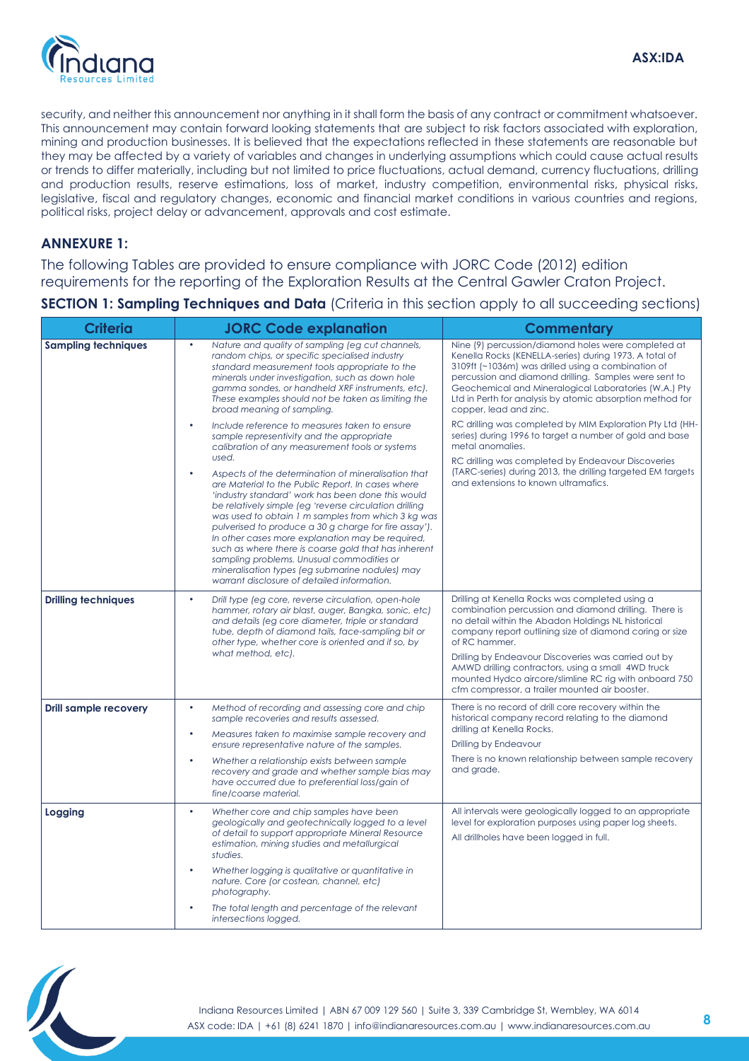security, and neither this announcement nor anything in it shall form the basis of any contract or commitment whatsoever. This announcement may contain forward looking statements that are subject to risk factors associated with exploration, mining and production businesses. It is believed that the expectations reflected in these statements are reasonable but they may be affected by a variety of variables and changes in underlying assumptions which could cause actual results or trends to differ materially, including but not limited to price fluctuations, actual demand, currency fluctuations, drilling and production results, reserve estimations, loss of market, industry competition, environmental risks, physical risks, legislative, fiscal and regulatory changes, economic and financial market conditions in various countries and regions, political risks, project delay or advancement, approvals and cost estimate.

## ANNEXURE 1:

The following Tables are provided to ensure compliance with JORC Code (2012) edition requirements for the reporting of the Exploration Results at the Central Gawler Craton Project.

**SECTION 1: Sampling Techniques and Data** (Criteria in this section apply to all succeeding sections)

| Criteria | JORC Code explanation | Commentary |
| --- | --- | --- |
| **Sampling techniques** | • *Nature and quality of sampling (eg cut channels, random chips, or specific specialised industry standard measurement tools appropriate to the minerals under investigation, such as down hole gamma sondes, or handheld XRF instruments, etc). These examples should not be taken as limiting the broad meaning of sampling.*<br>• *Include reference to measures taken to ensure sample representivity and the appropriate calibration of any measurement tools or systems used.*<br>• *Aspects of the determination of mineralisation that are Material to the Public Report. In cases where 'industry standard' work has been done this would be relatively simple (eg 'reverse circulation drilling was used to obtain 1 m samples from which 3 kg was pulverised to produce a 30 g charge for fire assay'). In other cases more explanation may be required, such as where there is coarse gold that has inherent sampling problems. Unusual commodities or mineralisation types (eg submarine nodules) may warrant disclosure of detailed information.* | Nine (9) percussion/diamond holes were completed at Kenella Rocks (KENELLA-series) during 1973. A total of 3109ft (~1036m) was drilled using a combination of percussion and diamond drilling. Samples were sent to Geochemical and Mineralogical Laboratories (W.A.) Pty Ltd in Perth for analysis by atomic absorption method for copper, lead and zinc.<br>RC drilling was completed by MIM Exploration Pty Ltd (HH-series) during 1996 to target a number of gold and base metal anomalies.<br>RC drilling was completed by Endeavour Discoveries (TARC-series) during 2013, the drilling targeted EM targets and extensions to known ultramafics. |
| **Drilling techniques** | • *Drill type (eg core, reverse circulation, open-hole hammer, rotary air blast, auger, Bangka, sonic, etc) and details (eg core diameter, triple or standard tube, depth of diamond tails, face-sampling bit or other type, whether core is oriented and if so, by what method, etc).* | Drilling at Kenella Rocks was completed using a combination percussion and diamond drilling. There is no detail within the Abadon Holdings NL historical company report outlining size of diamond coring or size of RC hammer.<br>Drilling by Endeavour Discoveries was carried out by AMWD drilling contractors, using a small 4WD truck mounted Hydco aircore/slimline RC rig with onboard 750 cfm compressor, a trailer mounted air booster. |
| **Drill sample recovery** | • *Method of recording and assessing core and chip sample recoveries and results assessed.*<br>• *Measures taken to maximise sample recovery and ensure representative nature of the samples.*<br>• *Whether a relationship exists between sample recovery and grade and whether sample bias may have occurred due to preferential loss/gain of fine/coarse material.* | There is no record of drill core recovery within the historical company record relating to the diamond drilling at Kenella Rocks.<br>Drilling by Endeavour<br>There is no known relationship between sample recovery and grade. |
| **Logging** | • *Whether core and chip samples have been geologically and geotechnically logged to a level of detail to support appropriate Mineral Resource estimation, mining studies and metallurgical studies.*<br>• *Whether logging is qualitative or quantitative in nature. Core (or costean, channel, etc) photography.*<br>• *The total length and percentage of the relevant intersections logged.* | All intervals were geologically logged to an appropriate level for exploration purposes using paper log sheets.<br>All drillholes have been logged in full. |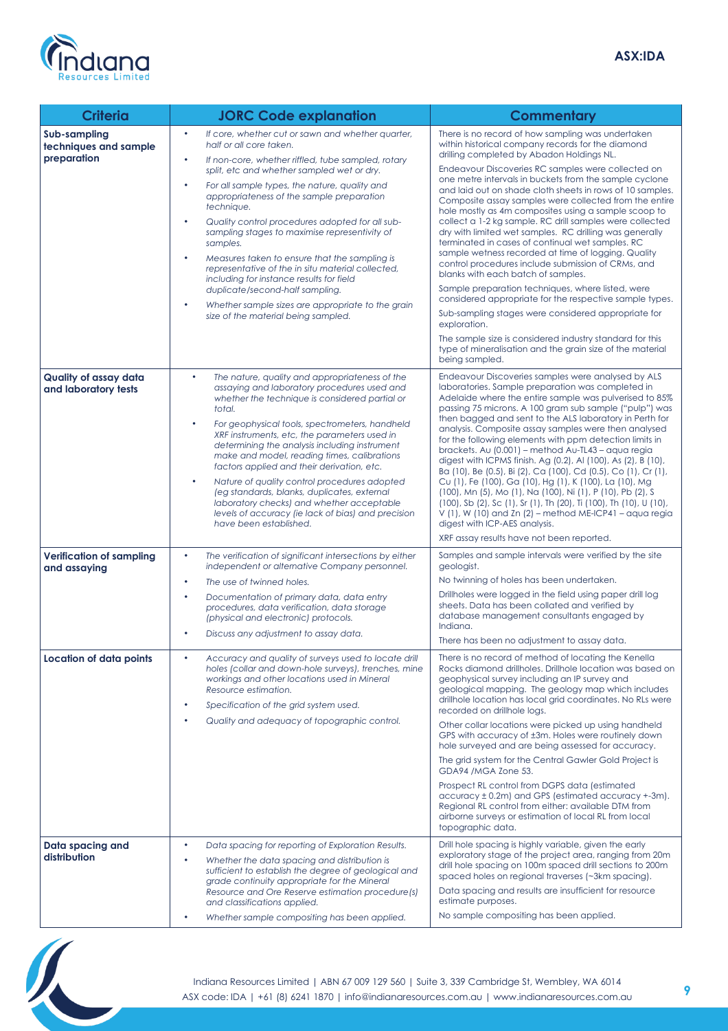| Criteria | JORC Code explanation | Commentary |
|---|---|---|
| **Sub-sampling techniques and sample preparation** | • *If core, whether cut or sawn and whether quarter, half or all core taken.*<br>• *If non-core, whether riffled, tube sampled, rotary split, etc and whether sampled wet or dry.*<br>• *For all sample types, the nature, quality and appropriateness of the sample preparation technique.*<br>• *Quality control procedures adopted for all sub-sampling stages to maximise representivity of samples.*<br>• *Measures taken to ensure that the sampling is representative of the in situ material collected, including for instance results for field duplicate/second-half sampling.*<br>• *Whether sample sizes are appropriate to the grain size of the material being sampled.* | There is no record of how sampling was undertaken within historical company records for the diamond drilling completed by Abadon Holdings NL.<br>Endeavour Discoveries RC samples were collected on one metre intervals in buckets from the sample cyclone and laid out on shade cloth sheets in rows of 10 samples. Composite assay samples were collected from the entire hole mostly as 4m composites using a sample scoop to collect a 1-2 kg sample. RC drill samples were collected dry with limited wet samples. RC drilling was generally terminated in cases of continual wet samples. RC sample wetness recorded at time of logging. Quality control procedures include submission of CRMs, and blanks with each batch of samples.<br>Sample preparation techniques, where listed, were considered appropriate for the respective sample types.<br>Sub-sampling stages were considered appropriate for exploration.<br>The sample size is considered industry standard for this type of mineralisation and the grain size of the material being sampled. |
| **Quality of assay data and laboratory tests** | • *The nature, quality and appropriateness of the assaying and laboratory procedures used and whether the technique is considered partial or total.*<br>• *For geophysical tools, spectrometers, handheld XRF instruments, etc, the parameters used in determining the analysis including instrument make and model, reading times, calibrations factors applied and their derivation, etc.*<br>• *Nature of quality control procedures adopted (eg standards, blanks, duplicates, external laboratory checks) and whether acceptable levels of accuracy (ie lack of bias) and precision have been established.* | Endeavour Discoveries samples were analysed by ALS laboratories. Sample preparation was completed in Adelaide where the entire sample was pulverised to 85% passing 75 microns. A 100 gram sub sample ("pulp") was then bagged and sent to the ALS laboratory in Perth for analysis. Composite assay samples were then analysed for the following elements with ppm detection limits in brackets. Au (0.001) – method Au-TL43 – aqua regia digest with ICPMS finish. Ag (0.2), Al (100), As (2), B (10), Ba (10), Be (0.5), Bi (2), Ca (100), Cd (0.5), Co (1), Cr (1), Cu (1), Fe (100), Ga (10), Hg (1), K (100), La (10), Mg (100), Mn (5), Mo (1), Na (100), Ni (1), P (10), Pb (2), S (100), Sb (2), Sc (1), Sr (1), Th (20), Ti (100), Th (10), U (10), V (1), W (10) and Zn (2) – method ME-ICP41 – aqua regia digest with ICP-AES analysis.<br>XRF assay results have not been reported. |
| **Verification of sampling and assaying** | • *The verification of significant intersections by either independent or alternative Company personnel.*<br>• *The use of twinned holes.*<br>• *Documentation of primary data, data entry procedures, data verification, data storage (physical and electronic) protocols.*<br>• *Discuss any adjustment to assay data.* | Samples and sample intervals were verified by the site geologist.<br>No twinning of holes has been undertaken.<br>Drillholes were logged in the field using paper drill log sheets. Data has been collated and verified by database management consultants engaged by Indiana.<br>There has been no adjustment to assay data. |
| **Location of data points** | • *Accuracy and quality of surveys used to locate drill holes (collar and down-hole surveys), trenches, mine workings and other locations used in Mineral Resource estimation.*<br>• *Specification of the grid system used.*<br>• *Quality and adequacy of topographic control.* | There is no record of method of locating the Kenella Rocks diamond drillholes. Drillhole location was based on geophysical survey including an IP survey and geological mapping. The geology map which includes drillhole location has local grid coordinates. No RLs were recorded on drillhole logs.<br>Other collar locations were picked up using handheld GPS with accuracy of ±3m. Holes were routinely down hole surveyed and are being assessed for accuracy.<br>The grid system for the Central Gawler Gold Project is GDA94 /MGA Zone 53.<br>Prospect RL control from DGPS data (estimated accuracy ± 0.2m) and GPS (estimated accuracy +-3m). Regional RL control from either: available DTM from airborne surveys or estimation of local RL from local topographic data. |
| **Data spacing and distribution** | • *Data spacing for reporting of Exploration Results.*<br>• *Whether the data spacing and distribution is sufficient to establish the degree of geological and grade continuity appropriate for the Mineral Resource and Ore Reserve estimation procedure(s) and classifications applied.*<br>• *Whether sample compositing has been applied.* | Drill hole spacing is highly variable, given the early exploratory stage of the project area, ranging from 20m drill hole spacing on 100m spaced drill sections to 200m spaced holes on regional traverses (~3km spacing).<br>Data spacing and results are insufficient for resource estimate purposes.<br>No sample compositing has been applied. |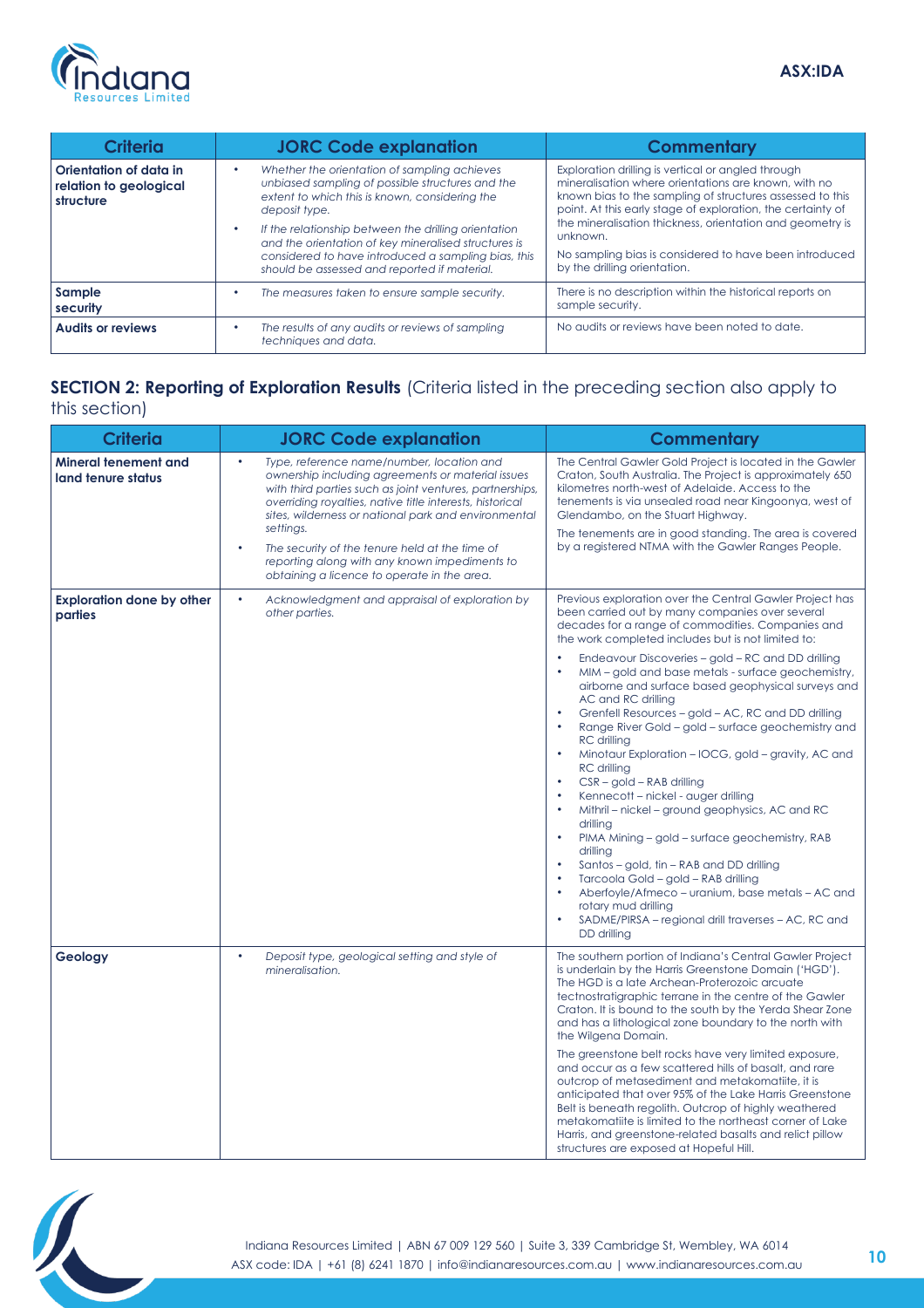| Criteria | JORC Code explanation | Commentary |
|---|---|---|
| **Orientation of data in relation to geological structure** | • *Whether the orientation of sampling achieves unbiased sampling of possible structures and the extent to which this is known, considering the deposit type.*<br>• *If the relationship between the drilling orientation and the orientation of key mineralised structures is considered to have introduced a sampling bias, this should be assessed and reported if material.* | Exploration drilling is vertical or angled through mineralisation where orientations are known, with no known bias to the sampling of structures assessed to this point. At this early stage of exploration, the certainty of the mineralisation thickness, orientation and geometry is unknown.<br>No sampling bias is considered to have been introduced by the drilling orientation. |
| **Sample security** | • *The measures taken to ensure sample security.* | There is no description within the historical reports on sample security. |
| **Audits or reviews** | • *The results of any audits or reviews of sampling techniques and data.* | No audits or reviews have been noted to date. |

## SECTION 2: Reporting of Exploration Results (Criteria listed in the preceding section also apply to this section)

| Criteria | JORC Code explanation | Commentary |
|---|---|---|
| **Mineral tenement and land tenure status** | • *Type, reference name/number, location and ownership including agreements or material issues with third parties such as joint ventures, partnerships, overriding royalties, native title interests, historical sites, wilderness or national park and environmental settings.*<br>• *The security of the tenure held at the time of reporting along with any known impediments to obtaining a licence to operate in the area.* | The Central Gawler Gold Project is located in the Gawler Craton, South Australia. The Project is approximately 650 kilometres north-west of Adelaide. Access to the tenements is via unsealed road near Kingoonya, west of Glendambo, on the Stuart Highway.<br>The tenements are in good standing. The area is covered by a registered NTMA with the Gawler Ranges People. |
| **Exploration done by other parties** | • *Acknowledgment and appraisal of exploration by other parties.* | Previous exploration over the Central Gawler Project has been carried out by many companies over several decades for a range of commodities. Companies and the work completed includes but is not limited to:<br>• Endeavour Discoveries – gold – RC and DD drilling<br>• MIM – gold and base metals - surface geochemistry, airborne and surface based geophysical surveys and AC and RC drilling<br>• Grenfell Resources – gold – AC, RC and DD drilling<br>• Range River Gold – gold – surface geochemistry and RC drilling<br>• Minotaur Exploration – IOCG, gold – gravity, AC and RC drilling<br>• CSR – gold – RAB drilling<br>• Kennecott – nickel - auger drilling<br>• Mithril – nickel – ground geophysics, AC and RC drilling<br>• PIMA Mining – gold – surface geochemistry, RAB drilling<br>• Santos – gold, tin – RAB and DD drilling<br>• Tarcoola Gold – gold – RAB drilling<br>• Aberfoyle/Afmeco – uranium, base metals – AC and rotary mud drilling<br>• SADME/PIRSA – regional drill traverses – AC, RC and DD drilling |
| **Geology** | • *Deposit type, geological setting and style of mineralisation.* | The southern portion of Indiana's Central Gawler Project is underlain by the Harris Greenstone Domain ('HGD'). The HGD is a late Archean-Proterozoic arcuate tectnostratigraphic terrane in the centre of the Gawler Craton. It is bound to the south by the Yerda Shear Zone and has a lithological zone boundary to the north with the Wilgena Domain.<br>The greenstone belt rocks have very limited exposure, and occur as a few scattered hills of basalt, and rare outcrop of metasediment and metakomatiite, it is anticipated that over 95% of the Lake Harris Greenstone Belt is beneath regolith. Outcrop of highly weathered metakomatiite is limited to the northeast corner of Lake Harris, and greenstone-related basalts and relict pillow structures are exposed at Hopeful Hill. |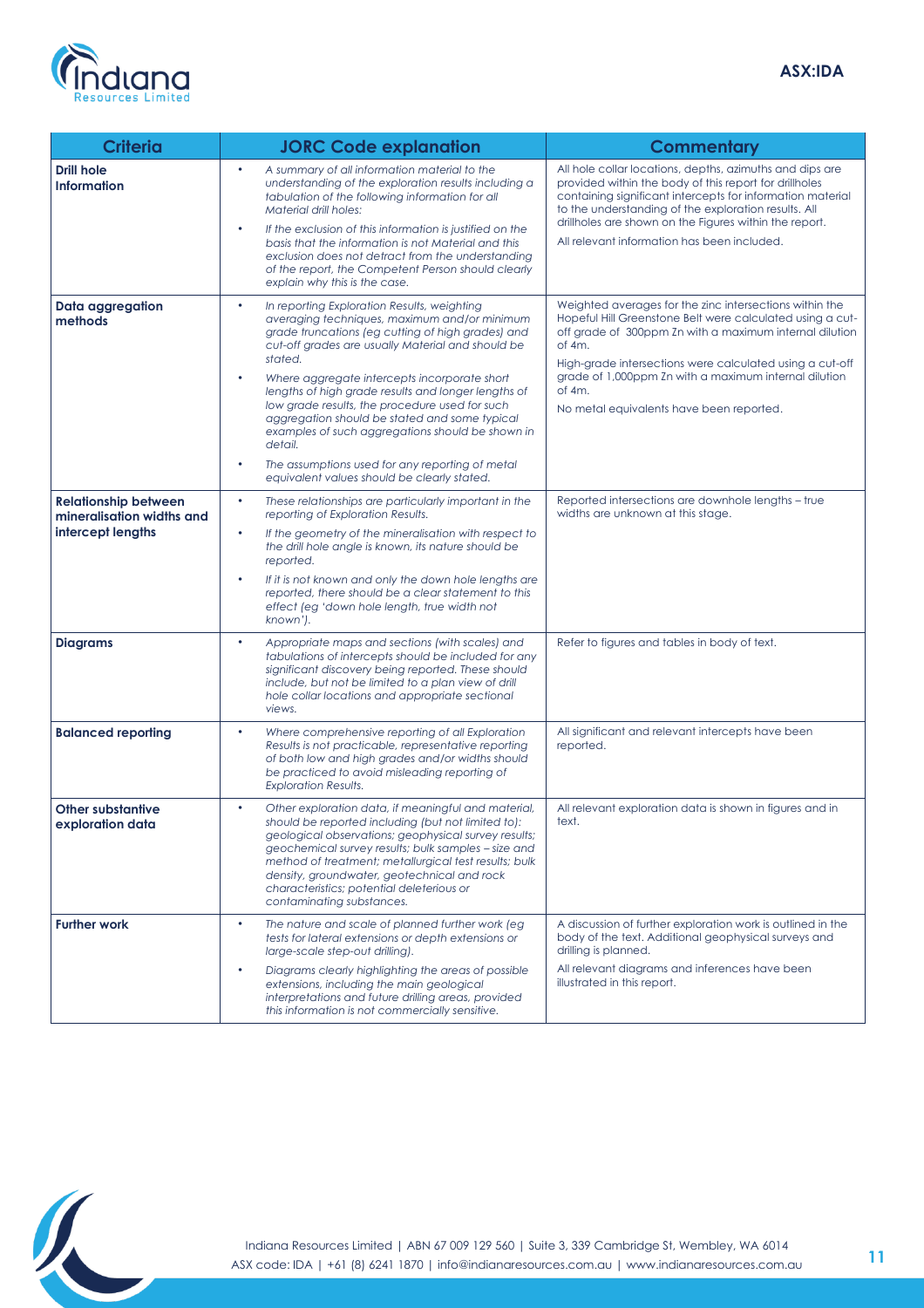| Criteria | JORC Code explanation | Commentary |
|---|---|---|
| **Drill hole Information** | • *A summary of all information material to the understanding of the exploration results including a tabulation of the following information for all Material drill holes:* <br> • *If the exclusion of this information is justified on the basis that the information is not Material and this exclusion does not detract from the understanding of the report, the Competent Person should clearly explain why this is the case.* | All hole collar locations, depths, azimuths and dips are provided within the body of this report for drillholes containing significant intercepts for information material to the understanding of the exploration results. All drillholes are shown on the Figures within the report. <br> All relevant information has been included. |
| **Data aggregation methods** | • *In reporting Exploration Results, weighting averaging techniques, maximum and/or minimum grade truncations (eg cutting of high grades) and cut-off grades are usually Material and should be stated.* <br> • *Where aggregate intercepts incorporate short lengths of high grade results and longer lengths of low grade results, the procedure used for such aggregation should be stated and some typical examples of such aggregations should be shown in detail.* <br> • *The assumptions used for any reporting of metal equivalent values should be clearly stated.* | Weighted averages for the zinc intersections within the Hopeful Hill Greenstone Belt were calculated using a cut-off grade of 300ppm Zn with a maximum internal dilution of 4m. <br> High-grade intersections were calculated using a cut-off grade of 1,000ppm Zn with a maximum internal dilution of 4m. <br> No metal equivalents have been reported. |
| **Relationship between mineralisation widths and intercept lengths** | • *These relationships are particularly important in the reporting of Exploration Results.* <br> • *If the geometry of the mineralisation with respect to the drill hole angle is known, its nature should be reported.* <br> • *If it is not known and only the down hole lengths are reported, there should be a clear statement to this effect (eg 'down hole length, true width not known').* | Reported intersections are downhole lengths – true widths are unknown at this stage. |
| **Diagrams** | • *Appropriate maps and sections (with scales) and tabulations of intercepts should be included for any significant discovery being reported. These should include, but not be limited to a plan view of drill hole collar locations and appropriate sectional views.* | Refer to figures and tables in body of text. |
| **Balanced reporting** | • *Where comprehensive reporting of all Exploration Results is not practicable, representative reporting of both low and high grades and/or widths should be practiced to avoid misleading reporting of Exploration Results.* | All significant and relevant intercepts have been reported. |
| **Other substantive exploration data** | • *Other exploration data, if meaningful and material, should be reported including (but not limited to): geological observations; geophysical survey results; geochemical survey results; bulk samples – size and method of treatment; metallurgical test results; bulk density, groundwater, geotechnical and rock characteristics; potential deleterious or contaminating substances.* | All relevant exploration data is shown in figures and in text. |
| **Further work** | • *The nature and scale of planned further work (eg tests for lateral extensions or depth extensions or large-scale step-out drilling).* <br> • *Diagrams clearly highlighting the areas of possible extensions, including the main geological interpretations and future drilling areas, provided this information is not commercially sensitive.* | A discussion of further exploration work is outlined in the body of the text. Additional geophysical surveys and drilling is planned. <br> All relevant diagrams and inferences have been illustrated in this report. |